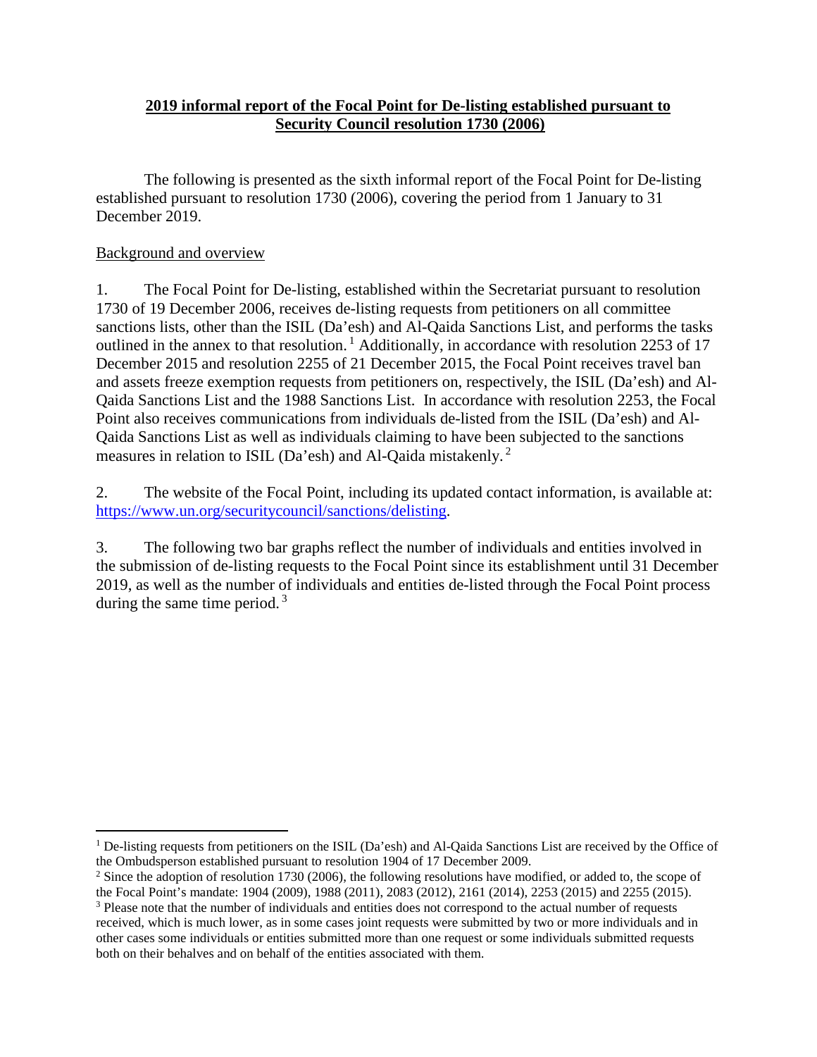**2019 informal report of the Focal Point for De-listing established pursuant to Security Council resolution 1730 (2006)**

The following is presented as the sixth informal report of the Focal Point for De-listing established pursuant to resolution 1730 (2006), covering the period from 1 January to 31 December 2019.

Background and overview

1. The Focal Point for De-listing, established within the Secretariat pursuant to resolution 1730 of 19 December 2006, receives de-listing requests from petitioners on all committee sanctions lists, other than the ISIL (Da'esh) and Al-Qaida Sanctions List, and performs the tasks outlined in the annex to that resolution.[1] Additionally, in accordance with resolution 2253 of 17 December 2015 and resolution 2255 of 21 December 2015, the Focal Point receives travel ban and assets freeze exemption requests from petitioners on, respectively, the ISIL (Da'esh) and Al-Qaida Sanctions List and the 1988 Sanctions List. In accordance with resolution 2253, the Focal Point also receives communications from individuals de-listed from the ISIL (Da'esh) and Al-Qaida Sanctions List as well as individuals claiming to have been subjected to the sanctions measures in relation to ISIL (Da'esh) and Al-Qaida mistakenly.[2]

2. The website of the Focal Point, including its updated contact information, is available at: https://www.un.org/securitycouncil/sanctions/delisting.

3. The following two bar graphs reflect the number of individuals and entities involved in the submission of de-listing requests to the Focal Point since its establishment until 31 December 2019, as well as the number of individuals and entities de-listed through the Focal Point process during the same time period.[3]

---

[1] De-listing requests from petitioners on the ISIL (Da'esh) and Al-Qaida Sanctions List are received by the Office of the Ombudsperson established pursuant to resolution 1904 of 17 December 2009.

[2] Since the adoption of resolution 1730 (2006), the following resolutions have modified, or added to, the scope of the Focal Point's mandate: 1904 (2009), 1988 (2011), 2083 (2012), 2161 (2014), 2253 (2015) and 2255 (2015).

[3] Please note that the number of individuals and entities does not correspond to the actual number of requests received, which is much lower, as in some cases joint requests were submitted by two or more individuals and in other cases some individuals or entities submitted more than one request or some individuals submitted requests both on their behalves and on behalf of the entities associated with them.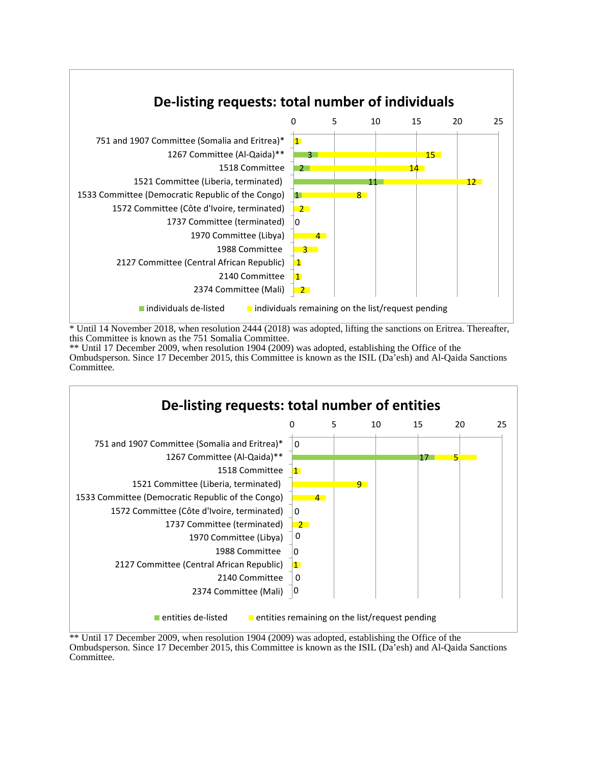## De-listing requests: total number of individuals

| Committee | individuals de-listed | individuals remaining on the list/request pending |
|---|---|---|
| 751 and 1907 Committee (Somalia and Eritrea)* | | 1 |
| 1267 Committee (Al-Qaida)** | 3 | 15 |
| 1518 Committee | 2 | 14 |
| 1521 Committee (Liberia, terminated) | 11 | 12 |
| 1533 Committee (Democratic Republic of the Congo) | 1 | 8 |
| 1572 Committee (Côte d'Ivoire, terminated) | | 2 |
| 1737 Committee (terminated) | 0 | |
| 1970 Committee (Libya) | | 4 |
| 1988 Committee | | 3 |
| 2127 Committee (Central African Republic) | | 1 |
| 2140 Committee | | 1 |
| 2374 Committee (Mali) | | 2 |

\* Until 14 November 2018, when resolution 2444 (2018) was adopted, lifting the sanctions on Eritrea. Thereafter, this Committee is known as the 751 Somalia Committee.
** Until 17 December 2009, when resolution 1904 (2009) was adopted, establishing the Office of the Ombudsperson. Since 17 December 2015, this Committee is known as the ISIL (Da'esh) and Al-Qaida Sanctions Committee.

## De-listing requests: total number of entities

| Committee | entities de-listed | entities remaining on the list/request pending |
|---|---|---|
| 751 and 1907 Committee (Somalia and Eritrea)* | 0 | |
| 1267 Committee (Al-Qaida)** | 17 | 5 |
| 1518 Committee | | 1 |
| 1521 Committee (Liberia, terminated) | | 9 |
| 1533 Committee (Democratic Republic of the Congo) | | 4 |
| 1572 Committee (Côte d'Ivoire, terminated) | 0 | |
| 1737 Committee (terminated) | | 2 |
| 1970 Committee (Libya) | 0 | |
| 1988 Committee | 0 | |
| 2127 Committee (Central African Republic) | | 1 |
| 2140 Committee | 0 | |
| 2374 Committee (Mali) | 0 | |

** Until 17 December 2009, when resolution 1904 (2009) was adopted, establishing the Office of the Ombudsperson. Since 17 December 2015, this Committee is known as the ISIL (Da'esh) and Al-Qaida Sanctions Committee.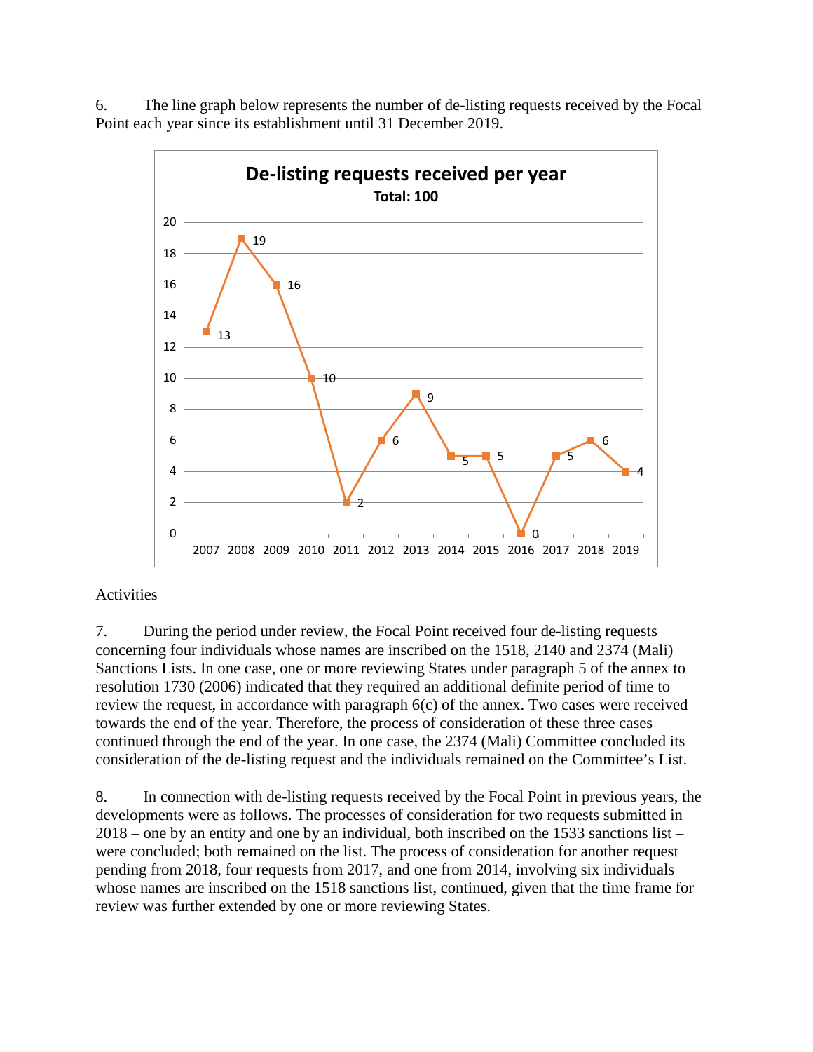6. The line graph below represents the number of de-listing requests received by the Focal Point each year since its establishment until 31 December 2019.

**De-listing requests received per year**
**Total: 100**

| Year | 2007 | 2008 | 2009 | 2010 | 2011 | 2012 | 2013 | 2014 | 2015 | 2016 | 2017 | 2018 | 2019 |
|---|---|---|---|---|---|---|---|---|---|---|---|---|---|
| Requests | 13 | 19 | 16 | 10 | 2 | 6 | 9 | 5 | 5 | 0 | 5 | 6 | 4 |

<u>Activities</u>

7. During the period under review, the Focal Point received four de-listing requests concerning four individuals whose names are inscribed on the 1518, 2140 and 2374 (Mali) Sanctions Lists. In one case, one or more reviewing States under paragraph 5 of the annex to resolution 1730 (2006) indicated that they required an additional definite period of time to review the request, in accordance with paragraph 6(c) of the annex. Two cases were received towards the end of the year. Therefore, the process of consideration of these three cases continued through the end of the year. In one case, the 2374 (Mali) Committee concluded its consideration of the de-listing request and the individuals remained on the Committee's List.

8. In connection with de-listing requests received by the Focal Point in previous years, the developments were as follows. The processes of consideration for two requests submitted in 2018 – one by an entity and one by an individual, both inscribed on the 1533 sanctions list – were concluded; both remained on the list. The process of consideration for another request pending from 2018, four requests from 2017, and one from 2014, involving six individuals whose names are inscribed on the 1518 sanctions list, continued, given that the time frame for review was further extended by one or more reviewing States.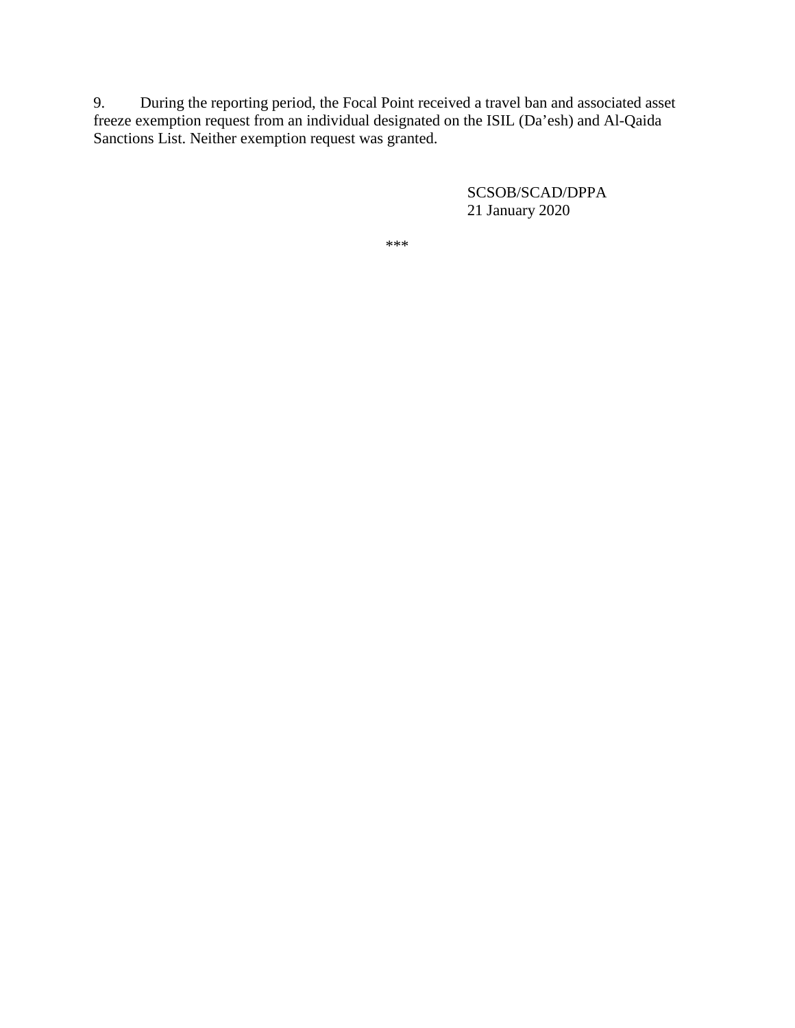9. During the reporting period, the Focal Point received a travel ban and associated asset freeze exemption request from an individual designated on the ISIL (Da'esh) and Al-Qaida Sanctions List. Neither exemption request was granted.

SCSOB/SCAD/DPPA
21 January 2020

***